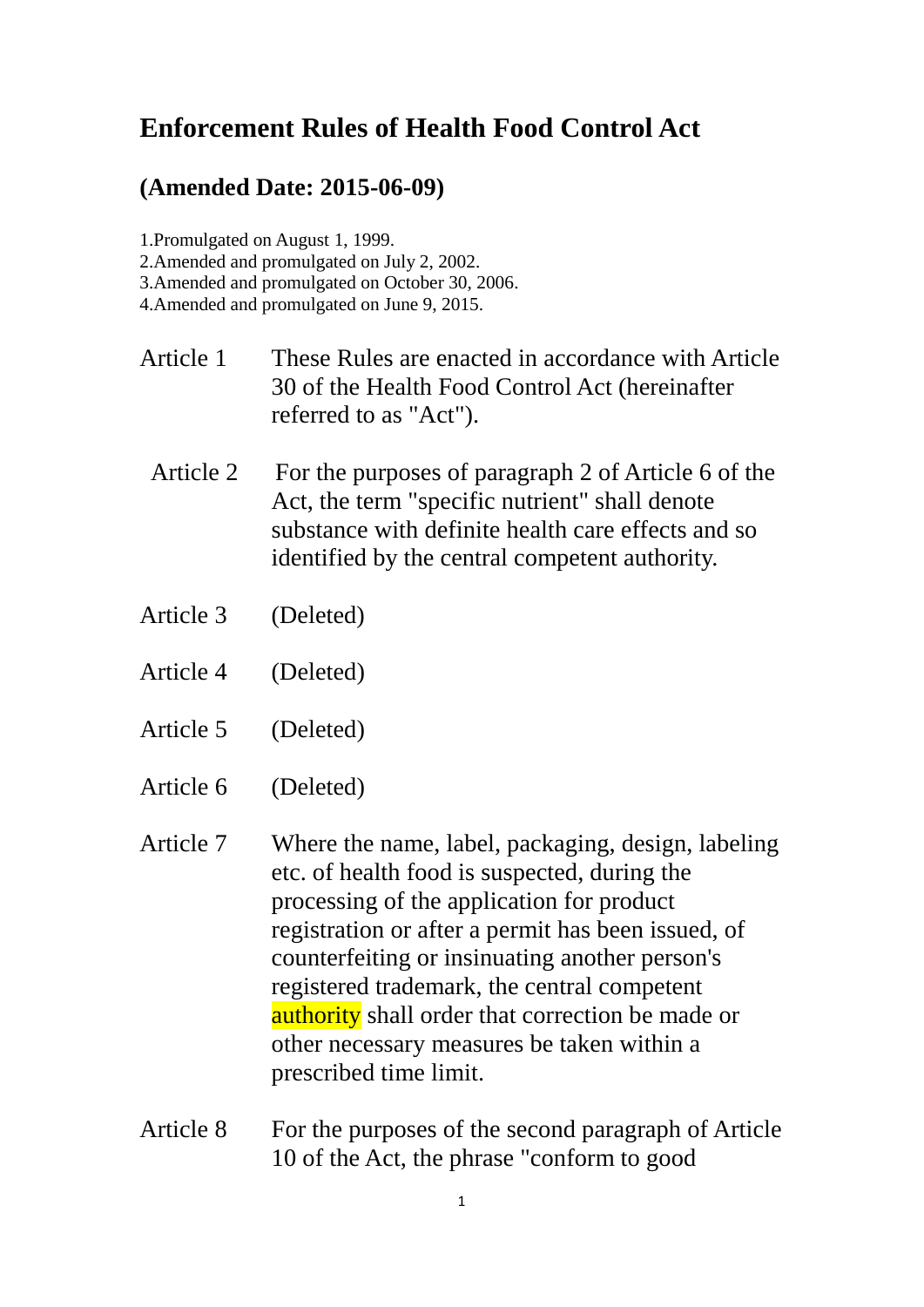# Enforcement Rules of Health Food Control Act

## (Amended Date: 2015-06-09)

1.Promulgated on August 1, 1999.
2.Amended and promulgated on July 2, 2002.
3.Amended and promulgated on October 30, 2006.
4.Amended and promulgated on June 9, 2015.

Article 1 These Rules are enacted in accordance with Article 30 of the Health Food Control Act (hereinafter referred to as "Act").

Article 2 For the purposes of paragraph 2 of Article 6 of the Act, the term "specific nutrient" shall denote substance with definite health care effects and so identified by the central competent authority.

Article 3 (Deleted)

Article 4 (Deleted)

Article 5 (Deleted)

Article 6 (Deleted)

Article 7 Where the name, label, packaging, design, labeling etc. of health food is suspected, during the processing of the application for product registration or after a permit has been issued, of counterfeiting or insinuating another person's registered trademark, the central competent authority shall order that correction be made or other necessary measures be taken within a prescribed time limit.

Article 8 For the purposes of the second paragraph of Article 10 of the Act, the phrase "conform to good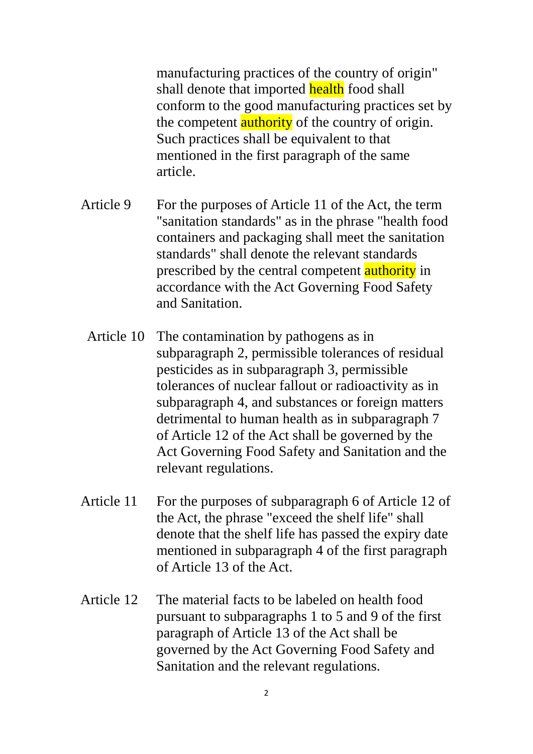manufacturing practices of the country of origin" shall denote that imported health food shall conform to the good manufacturing practices set by the competent authority of the country of origin. Such practices shall be equivalent to that mentioned in the first paragraph of the same article.

Article 9 For the purposes of Article 11 of the Act, the term "sanitation standards" as in the phrase "health food containers and packaging shall meet the sanitation standards" shall denote the relevant standards prescribed by the central competent authority in accordance with the Act Governing Food Safety and Sanitation.

Article 10 The contamination by pathogens as in subparagraph 2, permissible tolerances of residual pesticides as in subparagraph 3, permissible tolerances of nuclear fallout or radioactivity as in subparagraph 4, and substances or foreign matters detrimental to human health as in subparagraph 7 of Article 12 of the Act shall be governed by the Act Governing Food Safety and Sanitation and the relevant regulations.

Article 11 For the purposes of subparagraph 6 of Article 12 of the Act, the phrase "exceed the shelf life" shall denote that the shelf life has passed the expiry date mentioned in subparagraph 4 of the first paragraph of Article 13 of the Act.

Article 12 The material facts to be labeled on health food pursuant to subparagraphs 1 to 5 and 9 of the first paragraph of Article 13 of the Act shall be governed by the Act Governing Food Safety and Sanitation and the relevant regulations.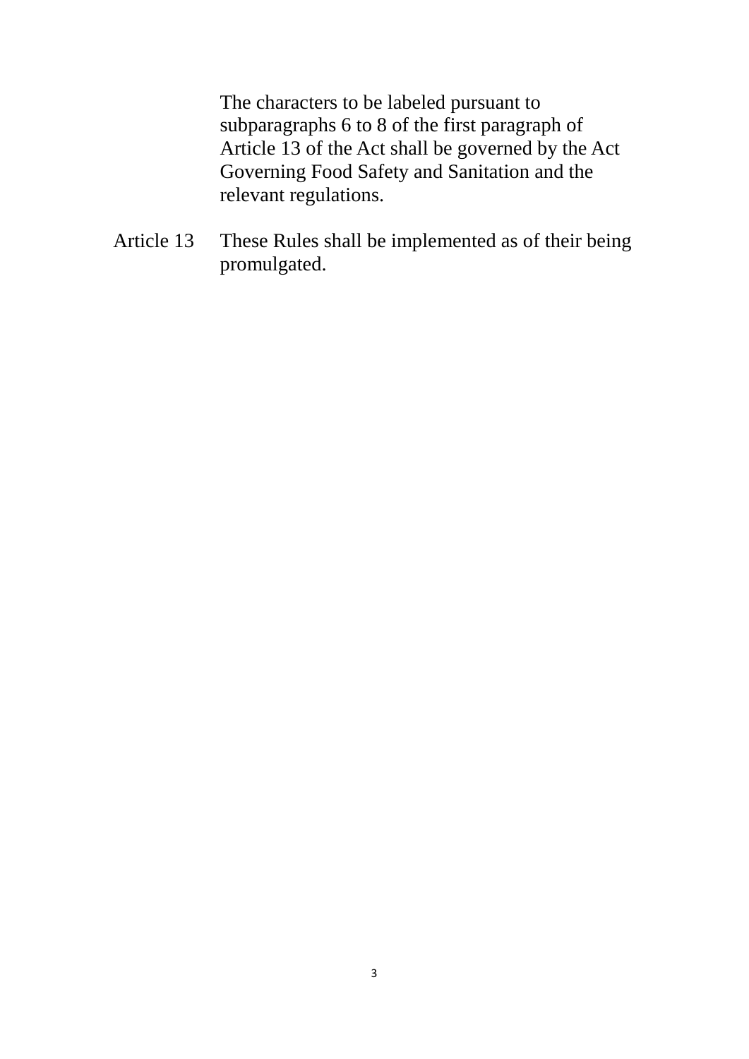The characters to be labeled pursuant to subparagraphs 6 to 8 of the first paragraph of Article 13 of the Act shall be governed by the Act Governing Food Safety and Sanitation and the relevant regulations.

Article 13 These Rules shall be implemented as of their being promulgated.